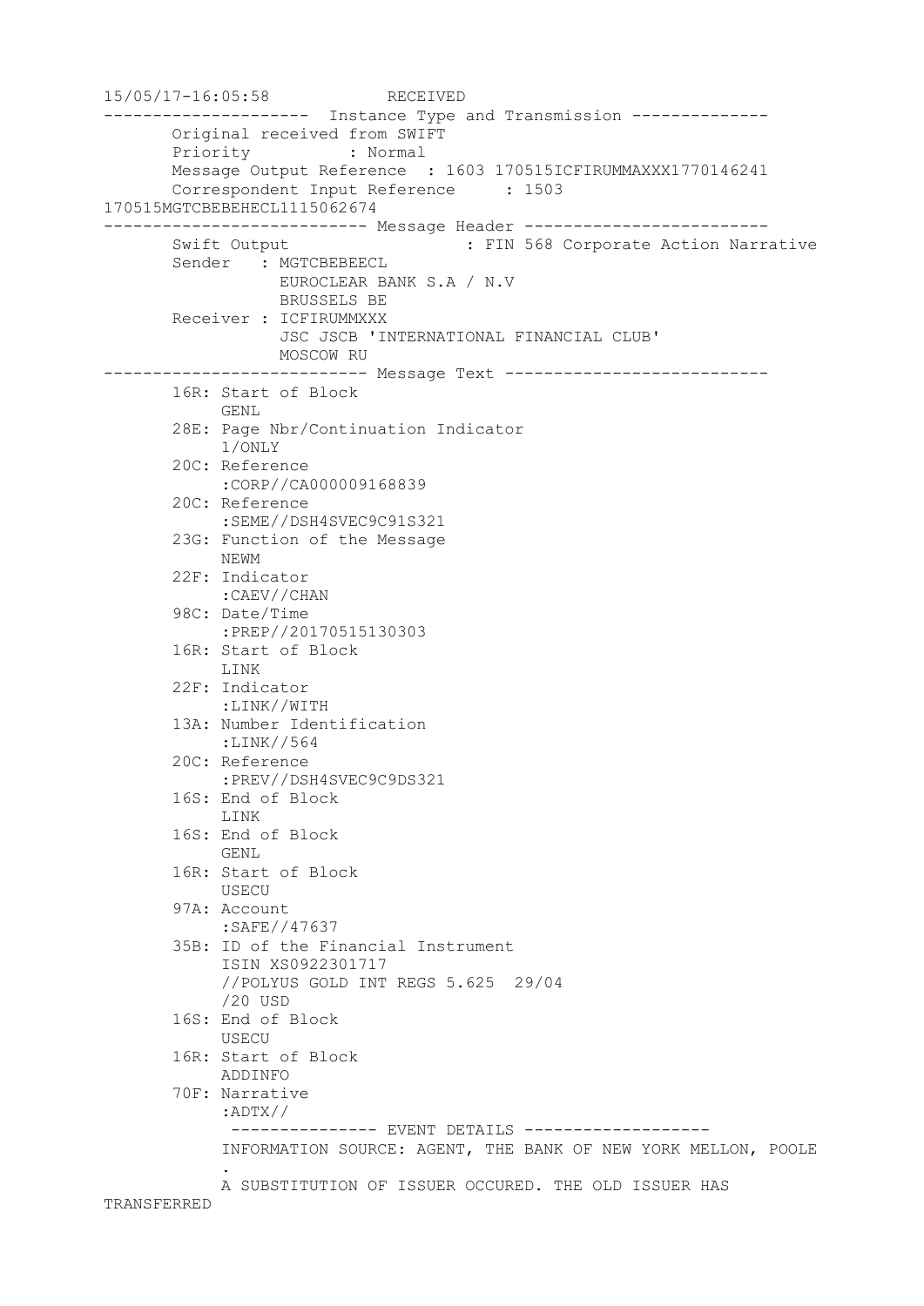```
15/05/17-16:05:58            RECEIVED
---------------------  Instance Type and Transmission --------------
       Original received from SWIFT
       Priority          : Normal
       Message Output Reference  : 1603 170515ICFIRUMMAXXX1770146241
       Correspondent Input Reference     : 1503
170515MGTCBEBEHECL1115062674
--------------------------- Message Header -------------------------
       Swift Output                  : FIN 568 Corporate Action Narrative
       Sender   : MGTCBEBEECL
                  EUROCLEAR BANK S.A / N.V
                  BRUSSELS BE
       Receiver : ICFIRUMMXXX
                  JSC JSCB 'INTERNATIONAL FINANCIAL CLUB'
                  MOSCOW RU
--------------------------- Message Text ---------------------------
       16R: Start of Block
            GENL
       28E: Page Nbr/Continuation Indicator
            1/ONLY
       20C: Reference
            :CORP//CA000009168839
       20C: Reference
            :SEME//DSH4SVEC9C91S321
       23G: Function of the Message
            NEWM
       22F: Indicator
            :CAEV//CHAN
       98C: Date/Time
            :PREP//20170515130303
       16R: Start of Block
            LINK
       22F: Indicator
            :LINK//WITH
       13A: Number Identification
            :LINK//564
       20C: Reference
            :PREV//DSH4SVEC9C9DS321
       16S: End of Block
            LINK
       16S: End of Block
            GENL
       16R: Start of Block
            USECU
       97A: Account
            :SAFE//47637
       35B: ID of the Financial Instrument
            ISIN XS0922301717
            //POLYUS GOLD INT REGS 5.625  29/04
            /20 USD
       16S: End of Block
            USECU
       16R: Start of Block
            ADDINFO
       70F: Narrative
            :ADTX//
             --------------- EVENT DETAILS -------------------
            INFORMATION SOURCE: AGENT, THE BANK OF NEW YORK MELLON, POOLE
            .
            A SUBSTITUTION OF ISSUER OCCURED. THE OLD ISSUER HAS
TRANSFERRED
```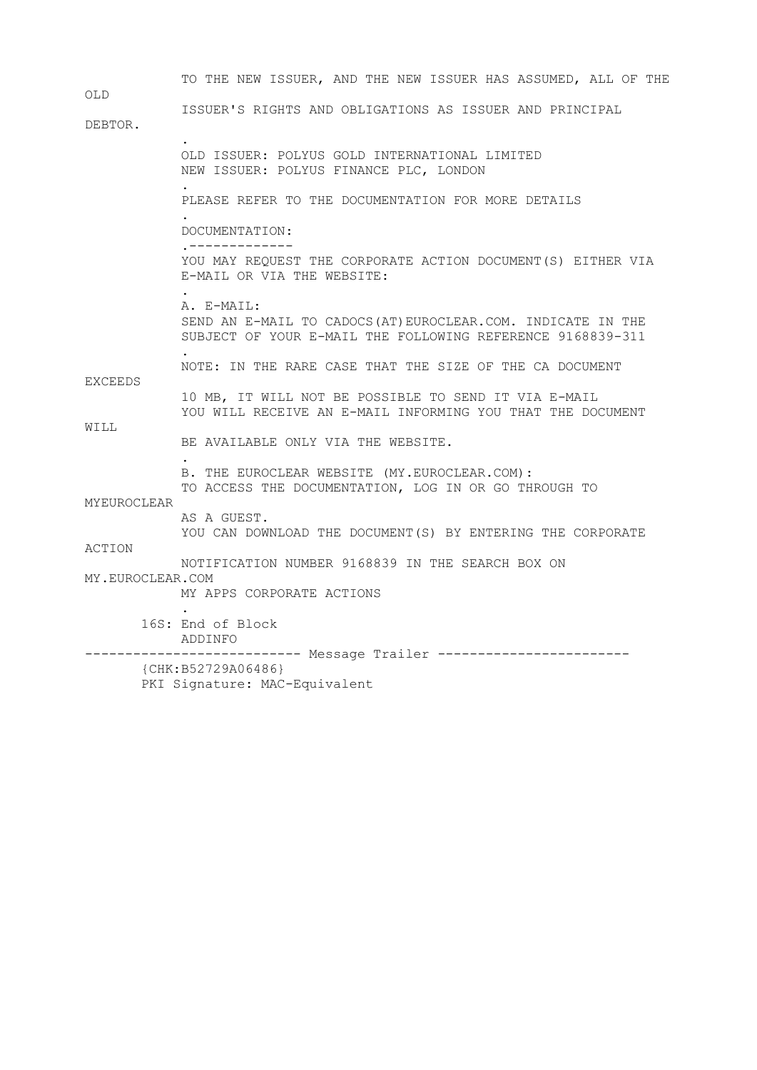```
            TO THE NEW ISSUER, AND THE NEW ISSUER HAS ASSUMED, ALL OF THE
OLD
            ISSUER'S RIGHTS AND OBLIGATIONS AS ISSUER AND PRINCIPAL
DEBTOR.
            .
            OLD ISSUER: POLYUS GOLD INTERNATIONAL LIMITED
            NEW ISSUER: POLYUS FINANCE PLC, LONDON
            .
            PLEASE REFER TO THE DOCUMENTATION FOR MORE DETAILS
            .
            DOCUMENTATION:
            .-------------
            YOU MAY REQUEST THE CORPORATE ACTION DOCUMENT(S) EITHER VIA
            E-MAIL OR VIA THE WEBSITE:
            .
            A. E-MAIL:
            SEND AN E-MAIL TO CADOCS(AT)EUROCLEAR.COM. INDICATE IN THE
            SUBJECT OF YOUR E-MAIL THE FOLLOWING REFERENCE 9168839-311
            .
            NOTE: IN THE RARE CASE THAT THE SIZE OF THE CA DOCUMENT
EXCEEDS
            10 MB, IT WILL NOT BE POSSIBLE TO SEND IT VIA E-MAIL
            YOU WILL RECEIVE AN E-MAIL INFORMING YOU THAT THE DOCUMENT
WILL
            BE AVAILABLE ONLY VIA THE WEBSITE.
            .
            B. THE EUROCLEAR WEBSITE (MY.EUROCLEAR.COM):
            TO ACCESS THE DOCUMENTATION, LOG IN OR GO THROUGH TO
MYEUROCLEAR
            AS A GUEST.
            YOU CAN DOWNLOAD THE DOCUMENT(S) BY ENTERING THE CORPORATE
ACTION
            NOTIFICATION NUMBER 9168839 IN THE SEARCH BOX ON
MY.EUROCLEAR.COM
            MY APPS CORPORATE ACTIONS
            .
        16S: End of Block
            ADDINFO
--------------------------- Message Trailer ------------------------
        {CHK:B52729A06486}
        PKI Signature: MAC-Equivalent
```